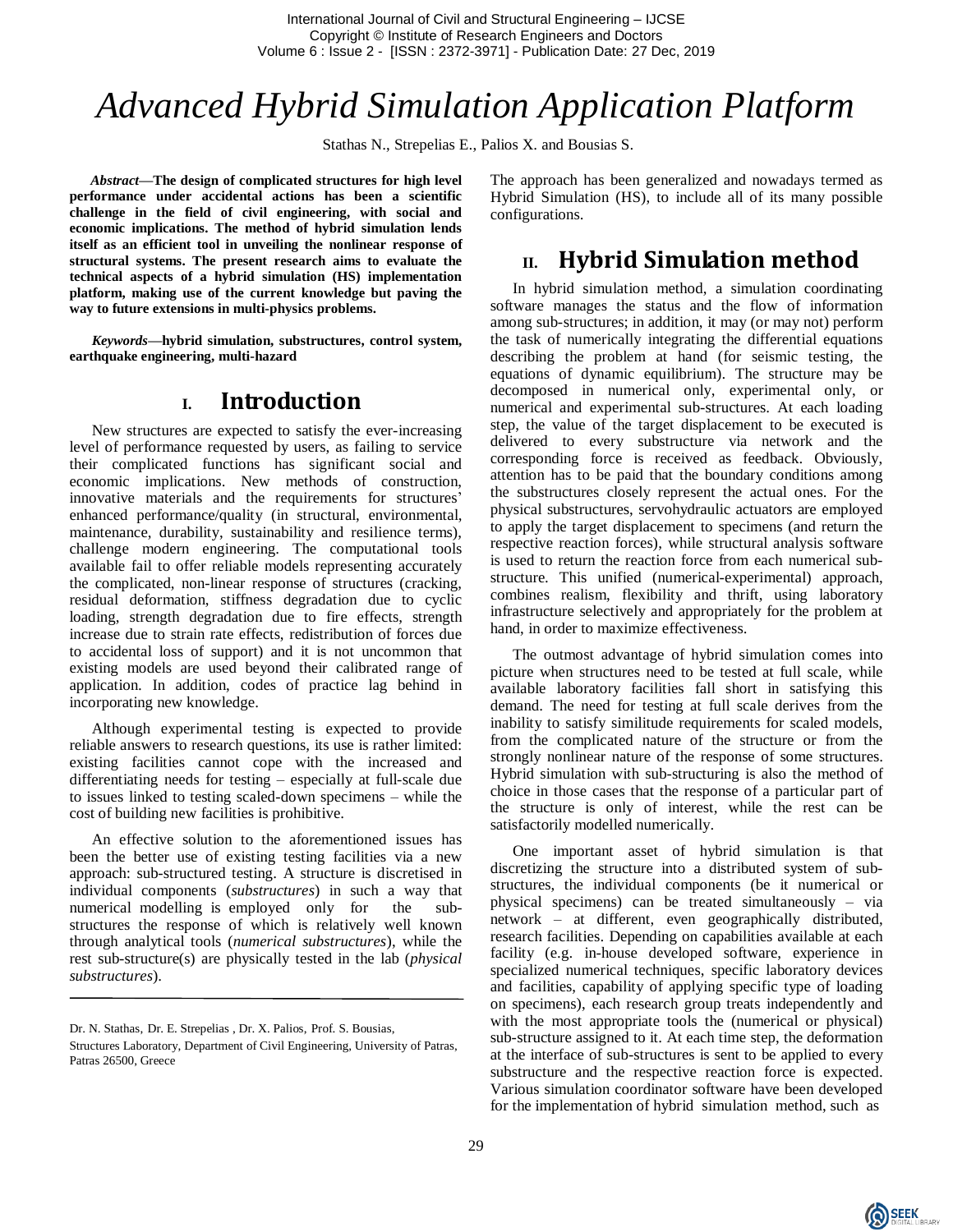# Advanced Hybrid Simulation Application Platform

Stathas N., Strepelias E., Palios X. and Bousias S.

***Abstract*—The design of complicated structures for high level performance under accidental actions has been a scientific challenge in the field of civil engineering, with social and economic implications. The method of hybrid simulation lends itself as an efficient tool in unveiling the nonlinear response of structural systems. The present research aims to evaluate the technical aspects of a hybrid simulation (HS) implementation platform, making use of the current knowledge but paving the way to future extensions in multi-physics problems.**

***Keywords*—hybrid simulation, substructures, control system, earthquake engineering, multi-hazard**

## I. Introduction

New structures are expected to satisfy the ever-increasing level of performance requested by users, as failing to service their complicated functions has significant social and economic implications. New methods of construction, innovative materials and the requirements for structures' enhanced performance/quality (in structural, environmental, maintenance, durability, sustainability and resilience terms), challenge modern engineering. The computational tools available fail to offer reliable models representing accurately the complicated, non-linear response of structures (cracking, residual deformation, stiffness degradation due to cyclic loading, strength degradation due to fire effects, strength increase due to strain rate effects, redistribution of forces due to accidental loss of support) and it is not uncommon that existing models are used beyond their calibrated range of application. In addition, codes of practice lag behind in incorporating new knowledge.

Although experimental testing is expected to provide reliable answers to research questions, its use is rather limited: existing facilities cannot cope with the increased and differentiating needs for testing – especially at full-scale due to issues linked to testing scaled-down specimens – while the cost of building new facilities is prohibitive.

An effective solution to the aforementioned issues has been the better use of existing testing facilities via a new approach: sub-structured testing. A structure is discretised in individual components (*substructures*) in such a way that numerical modelling is employed only for the sub-structures the response of which is relatively well known through analytical tools (*numerical substructures*), while the rest sub-structure(s) are physically tested in the lab (*physical substructures*).

The approach has been generalized and nowadays termed as Hybrid Simulation (HS), to include all of its many possible configurations.

## II. Hybrid Simulation method

In hybrid simulation method, a simulation coordinating software manages the status and the flow of information among sub-structures; in addition, it may (or may not) perform the task of numerically integrating the differential equations describing the problem at hand (for seismic testing, the equations of dynamic equilibrium). The structure may be decomposed in numerical only, experimental only, or numerical and experimental sub-structures. At each loading step, the value of the target displacement to be executed is delivered to every substructure via network and the corresponding force is received as feedback. Obviously, attention has to be paid that the boundary conditions among the substructures closely represent the actual ones. For the physical substructures, servohydraulic actuators are employed to apply the target displacement to specimens (and return the respective reaction forces), while structural analysis software is used to return the reaction force from each numerical sub-structure. This unified (numerical-experimental) approach, combines realism, flexibility and thrift, using laboratory infrastructure selectively and appropriately for the problem at hand, in order to maximize effectiveness.

The outmost advantage of hybrid simulation comes into picture when structures need to be tested at full scale, while available laboratory facilities fall short in satisfying this demand. The need for testing at full scale derives from the inability to satisfy similitude requirements for scaled models, from the complicated nature of the structure or from the strongly nonlinear nature of the response of some structures. Hybrid simulation with sub-structuring is also the method of choice in those cases that the response of a particular part of the structure is only of interest, while the rest can be satisfactorily modelled numerically.

One important asset of hybrid simulation is that discretizing the structure into a distributed system of sub-structures, the individual components (be it numerical or physical specimens) can be treated simultaneously – via network – at different, even geographically distributed, research facilities. Depending on capabilities available at each facility (e.g. in-house developed software, experience in specialized numerical techniques, specific laboratory devices and facilities, capability of applying specific type of loading on specimens), each research group treats independently and with the most appropriate tools the (numerical or physical) sub-structure assigned to it. At each time step, the deformation at the interface of sub-structures is sent to be applied to every substructure and the respective reaction force is expected. Various simulation coordinator software have been developed for the implementation of hybrid simulation method, such as

---

Dr. N. Stathas, Dr. E. Strepelias , Dr. X. Palios, Prof. S. Bousias,

Structures Laboratory, Department of Civil Engineering, University of Patras, Patras 26500, Greece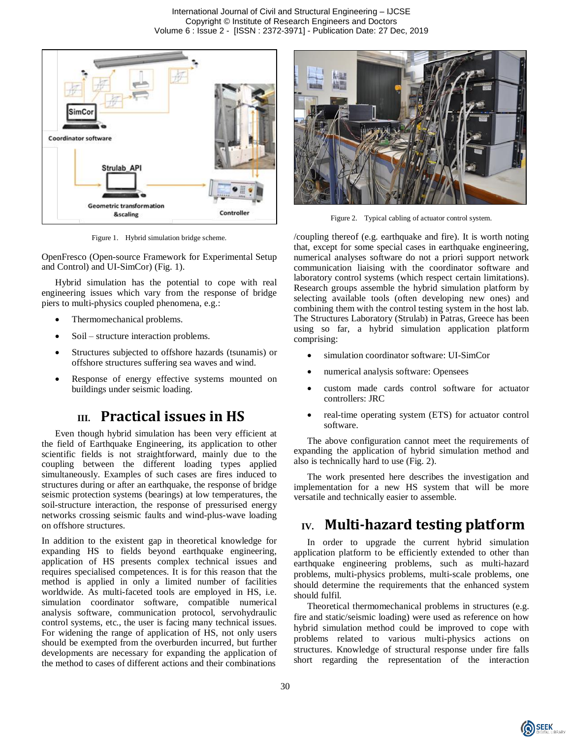Figure 1. Hybrid simulation bridge scheme.

OpenFresco (Open-source Framework for Experimental Setup and Control) and UI-SimCor) (Fig. 1).

Hybrid simulation has the potential to cope with real engineering issues which vary from the response of bridge piers to multi-physics coupled phenomena, e.g.:

- Thermomechanical problems.
- Soil – structure interaction problems.
- Structures subjected to offshore hazards (tsunamis) or offshore structures suffering sea waves and wind.
- Response of energy effective systems mounted on buildings under seismic loading.

## III. Practical issues in HS

Even though hybrid simulation has been very efficient at the field of Earthquake Engineering, its application to other scientific fields is not straightforward, mainly due to the coupling between the different loading types applied simultaneously. Examples of such cases are fires induced to structures during or after an earthquake, the response of bridge seismic protection systems (bearings) at low temperatures, the soil-structure interaction, the response of pressurised energy networks crossing seismic faults and wind-plus-wave loading on offshore structures.

In addition to the existent gap in theoretical knowledge for expanding HS to fields beyond earthquake engineering, application of HS presents complex technical issues and requires specialised competences. It is for this reason that the method is applied in only a limited number of facilities worldwide. As multi-faceted tools are employed in HS, i.e. simulation coordinator software, compatible numerical analysis software, communication protocol, servohydraulic control systems, etc., the user is facing many technical issues. For widening the range of application of HS, not only users should be exempted from the overburden incurred, but further developments are necessary for expanding the application of the method to cases of different actions and their combinations /coupling thereof (e.g. earthquake and fire). It is worth noting that, except for some special cases in earthquake engineering, numerical analyses software do not a priori support network communication liaising with the coordinator software and laboratory control systems (which respect certain limitations). Research groups assemble the hybrid simulation platform by selecting available tools (often developing new ones) and combining them with the control testing system in the host lab. The Structures Laboratory (Strulab) in Patras, Greece has been using so far, a hybrid simulation application platform comprising:

Figure 2. Typical cabling of actuator control system.

- simulation coordinator software: UI-SimCor
- numerical analysis software: Opensees
- custom made cards control software for actuator controllers: JRC
- real-time operating system (ETS) for actuator control software.

The above configuration cannot meet the requirements of expanding the application of hybrid simulation method and also is technically hard to use (Fig. 2).

The work presented here describes the investigation and implementation for a new HS system that will be more versatile and technically easier to assemble.

## IV. Multi-hazard testing platform

In order to upgrade the current hybrid simulation application platform to be efficiently extended to other than earthquake engineering problems, such as multi-hazard problems, multi-physics problems, multi-scale problems, one should determine the requirements that the enhanced system should fulfil.

Theoretical thermomechanical problems in structures (e.g. fire and static/seismic loading) were used as reference on how hybrid simulation method could be improved to cope with problems related to various multi-physics actions on structures. Knowledge of structural response under fire falls short regarding the representation of the interaction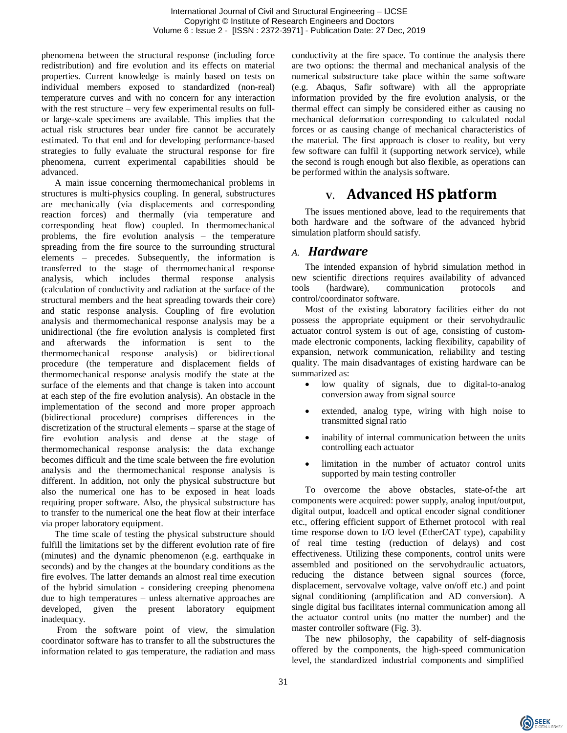phenomena between the structural response (including force redistribution) and fire evolution and its effects on material properties. Current knowledge is mainly based on tests on individual members exposed to standardized (non-real) temperature curves and with no concern for any interaction with the rest structure – very few experimental results on full- or large-scale specimens are available. This implies that the actual risk structures bear under fire cannot be accurately estimated. To that end and for developing performance-based strategies to fully evaluate the structural response for fire phenomena, current experimental capabilities should be advanced.

A main issue concerning thermomechanical problems in structures is multi-physics coupling. In general, substructures are mechanically (via displacements and corresponding reaction forces) and thermally (via temperature and corresponding heat flow) coupled. In thermomechanical problems, the fire evolution analysis – the temperature spreading from the fire source to the surrounding structural elements – precedes. Subsequently, the information is transferred to the stage of thermomechanical response analysis, which includes thermal response analysis (calculation of conductivity and radiation at the surface of the structural members and the heat spreading towards their core) and static response analysis. Coupling of fire evolution analysis and thermomechanical response analysis may be a unidirectional (the fire evolution analysis is completed first and afterwards the information is sent to the thermomechanical response analysis) or bidirectional procedure (the temperature and displacement fields of thermomechanical response analysis modify the state at the surface of the elements and that change is taken into account at each step of the fire evolution analysis). An obstacle in the implementation of the second and more proper approach (bidirectional procedure) comprises differences in the discretization of the structural elements – sparse at the stage of fire evolution analysis and dense at the stage of thermomechanical response analysis: the data exchange becomes difficult and the time scale between the fire evolution analysis and the thermomechanical response analysis is different. In addition, not only the physical substructure but also the numerical one has to be exposed in heat loads requiring proper software. Also, the physical substructure has to transfer to the numerical one the heat flow at their interface via proper laboratory equipment.

The time scale of testing the physical substructure should fulfill the limitations set by the different evolution rate of fire (minutes) and the dynamic phenomenon (e.g. earthquake in seconds) and by the changes at the boundary conditions as the fire evolves. The latter demands an almost real time execution of the hybrid simulation - considering creeping phenomena due to high temperatures – unless alternative approaches are developed, given the present laboratory equipment inadequacy.

From the software point of view, the simulation coordinator software has to transfer to all the substructures the information related to gas temperature, the radiation and mass conductivity at the fire space. To continue the analysis there are two options: the thermal and mechanical analysis of the numerical substructure take place within the same software (e.g. Abaqus, Safir software) with all the appropriate information provided by the fire evolution analysis, or the thermal effect can simply be considered either as causing no mechanical deformation corresponding to calculated nodal forces or as causing change of mechanical characteristics of the material. The first approach is closer to reality, but very few software can fulfil it (supporting network service), while the second is rough enough but also flexible, as operations can be performed within the analysis software.

# V. Advanced HS platform

The issues mentioned above, lead to the requirements that both hardware and the software of the advanced hybrid simulation platform should satisfy.

## A. *Hardware*

The intended expansion of hybrid simulation method in new scientific directions requires availability of advanced tools (hardware), communication protocols and control/coordinator software.

Most of the existing laboratory facilities either do not possess the appropriate equipment or their servohydraulic actuator control system is out of age, consisting of custom-made electronic components, lacking flexibility, capability of expansion, network communication, reliability and testing quality. The main disadvantages of existing hardware can be summarized as:

- low quality of signals, due to digital-to-analog conversion away from signal source
- extended, analog type, wiring with high noise to transmitted signal ratio
- inability of internal communication between the units controlling each actuator
- limitation in the number of actuator control units supported by main testing controller

To overcome the above obstacles, state-of-the art components were acquired: power supply, analog input/output, digital output, loadcell and optical encoder signal conditioner etc., offering efficient support of Ethernet protocol with real time response down to I/O level (EtherCAT type), capability of real time testing (reduction of delays) and cost effectiveness. Utilizing these components, control units were assembled and positioned on the servohydraulic actuators, reducing the distance between signal sources (force, displacement, servovalve voltage, valve on/off etc.) and point signal conditioning (amplification and AD conversion). A single digital bus facilitates internal communication among all the actuator control units (no matter the number) and the master controller software (Fig. 3).

The new philosophy, the capability of self-diagnosis offered by the components, the high-speed communication level, the standardized industrial components and simplified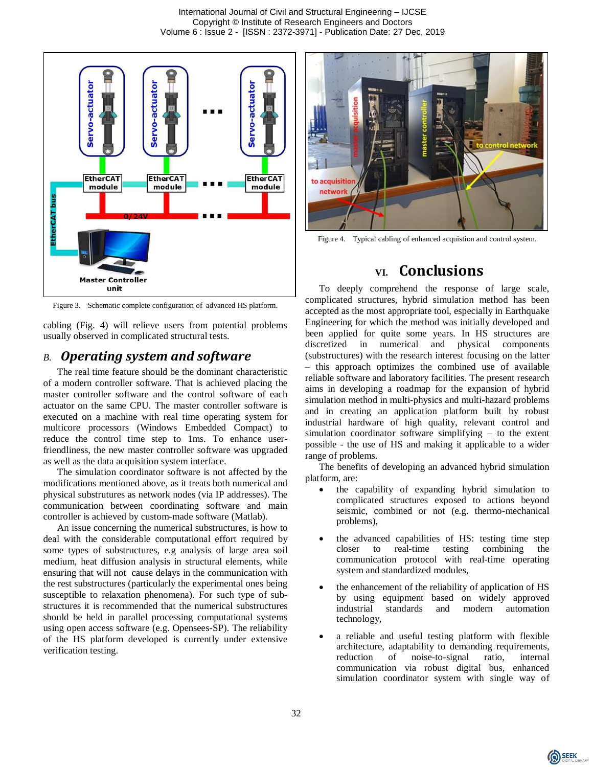Figure 3. Schematic complete configuration of advanced HS platform.

Figure 4. Typical cabling of enhanced acquistion and control system.

cabling (Fig. 4) will relieve users from potential problems usually observed in complicated structural tests.

### *B. Operating system and software*

The real time feature should be the dominant characteristic of a modern controller software. That is achieved placing the master controller software and the control software of each actuator on the same CPU. The master controller software is executed on a machine with real time operating system for multicore processors (Windows Embedded Compact) to reduce the control time step to 1ms. To enhance user-friendliness, the new master controller software was upgraded as well as the data acquisition system interface.

The simulation coordinator software is not affected by the modifications mentioned above, as it treats both numerical and physical substrutures as network nodes (via IP addresses). The communication between coordinating software and main controller is achieved by custom-made software (Matlab).

An issue concerning the numerical substructures, is how to deal with the considerable computational effort required by some types of substructures, e.g analysis of large area soil medium, heat diffusion analysis in structural elements, while ensuring that will not cause delays in the communication with the rest substructures (particularly the experimental ones being susceptible to relaxation phenomena). For such type of sub-structures it is recommended that the numerical substructures should be held in parallel processing computational systems using open access software (e.g. Opensees-SP). The reliability of the HS platform developed is currently under extensive verification testing.

## VI. Conclusions

To deeply comprehend the response of large scale, complicated structures, hybrid simulation method has been accepted as the most appropriate tool, especially in Earthquake Engineering for which the method was initially developed and been applied for quite some years. In HS structures are discretized in numerical and physical components (substructures) with the research interest focusing on the latter – this approach optimizes the combined use of available reliable software and laboratory facilities. The present research aims in developing a roadmap for the expansion of hybrid simulation method in multi-physics and multi-hazard problems and in creating an application platform built by robust industrial hardware of high quality, relevant control and simulation coordinator software simplifying – to the extent possible - the use of HS and making it applicable to a wider range of problems.

The benefits of developing an advanced hybrid simulation platform, are:

- the capability of expanding hybrid simulation to complicated structures exposed to actions beyond seismic, combined or not (e.g. thermo-mechanical problems),
- the advanced capabilities of HS: testing time step closer to real-time testing combining the communication protocol with real-time operating system and standardized modules,
- the enhancement of the reliability of application of HS by using equipment based on widely approved industrial standards and modern automation technology,
- a reliable and useful testing platform with flexible architecture, adaptability to demanding requirements, reduction of noise-to-signal ratio, internal communication via robust digital bus, enhanced simulation coordinator system with single way of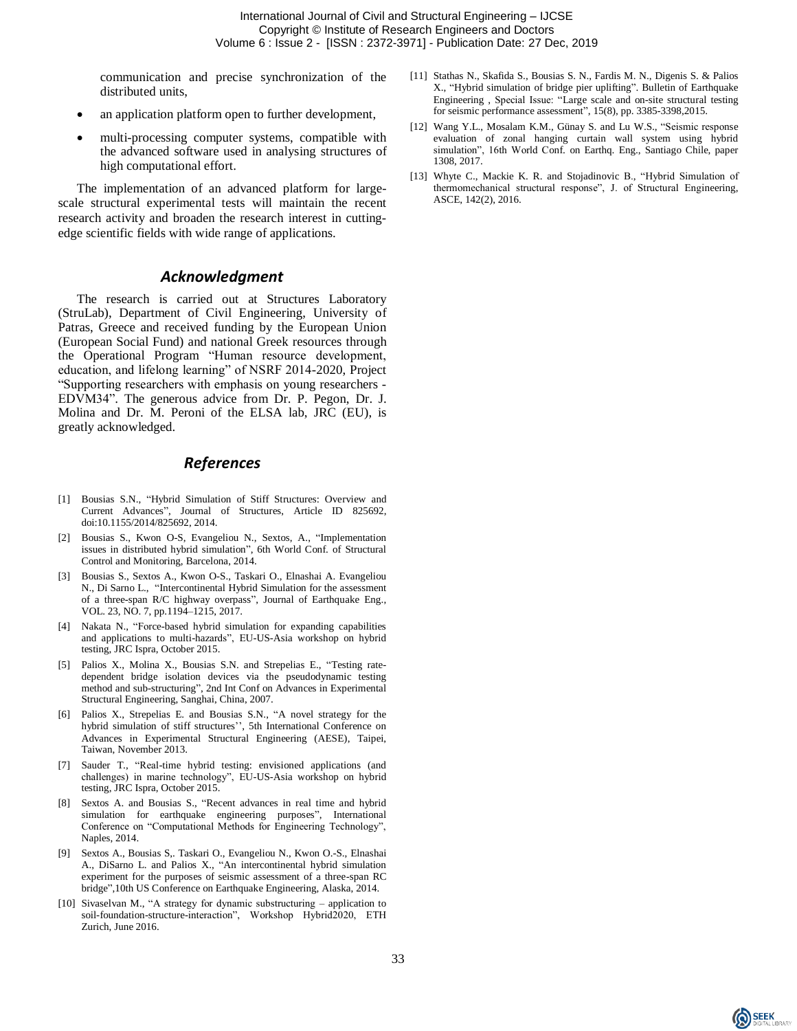communication and precise synchronization of the distributed units,

- an application platform open to further development,
- multi-processing computer systems, compatible with the advanced software used in analysing structures of high computational effort.

The implementation of an advanced platform for large-scale structural experimental tests will maintain the recent research activity and broaden the research interest in cutting-edge scientific fields with wide range of applications.

## *Acknowledgment*

The research is carried out at Structures Laboratory (StruLab), Department of Civil Engineering, University of Patras, Greece and received funding by the European Union (European Social Fund) and national Greek resources through the Operational Program "Human resource development, education, and lifelong learning" of NSRF 2014-2020, Project "Supporting researchers with emphasis on young researchers - EDVM34". The generous advice from Dr. P. Pegon, Dr. J. Molina and Dr. M. Peroni of the ELSA lab, JRC (EU), is greatly acknowledged.

## *References*

[1] Bousias S.N., "Hybrid Simulation of Stiff Structures: Overview and Current Advances", Journal of Structures, Article ID 825692, doi:10.1155/2014/825692, 2014.

[2] Bousias S., Kwon O-S, Evangeliou N., Sextos, A., "Implementation issues in distributed hybrid simulation", 6th World Conf. of Structural Control and Monitoring, Barcelona, 2014.

[3] Bousias S., Sextos A., Kwon O-S., Taskari O., Elnashai A. Evangeliou N., Di Sarno L., "Intercontinental Hybrid Simulation for the assessment of a three-span R/C highway overpass", Journal of Earthquake Eng., VOL. 23, NO. 7, pp.1194–1215, 2017.

[4] Nakata N., "Force-based hybrid simulation for expanding capabilities and applications to multi-hazards", EU-US-Asia workshop on hybrid testing, JRC Ispra, October 2015.

[5] Palios X., Molina X., Bousias S.N. and Strepelias E., "Testing rate-dependent bridge isolation devices via the pseudodynamic testing method and sub-structuring", 2nd Int Conf on Advances in Experimental Structural Engineering, Sanghai, China, 2007.

[6] Palios X., Strepelias E. and Bousias S.N., "A novel strategy for the hybrid simulation of stiff structures'', 5th International Conference on Advances in Experimental Structural Engineering (AESE), Taipei, Taiwan, November 2013.

[7] Sauder T., "Real-time hybrid testing: envisioned applications (and challenges) in marine technology", EU-US-Asia workshop on hybrid testing, JRC Ispra, October 2015.

[8] Sextos A. and Bousias S., "Recent advances in real time and hybrid simulation for earthquake engineering purposes", International Conference on "Computational Methods for Engineering Technology", Naples, 2014.

[9] Sextos A., Bousias S,. Taskari O., Evangeliou N., Kwon O.-S., Elnashai A., DiSarno L. and Palios X., "An intercontinental hybrid simulation experiment for the purposes of seismic assessment of a three-span RC bridge",10th US Conference on Earthquake Engineering, Alaska, 2014.

[10] Sivaselvan M., "A strategy for dynamic substructuring – application to soil-foundation-structure-interaction", Workshop Hybrid2020, ETH Zurich, June 2016.

[11] Stathas N., Skafida S., Bousias S. N., Fardis M. N., Digenis S. & Palios X., "Hybrid simulation of bridge pier uplifting". Bulletin of Earthquake Engineering , Special Issue: "Large scale and on-site structural testing for seismic performance assessment", 15(8), pp. 3385-3398,2015.

[12] Wang Y.L., Mosalam K.M., Günay S. and Lu W.S., "Seismic response evaluation of zonal hanging curtain wall system using hybrid simulation", 16th World Conf. on Earthq. Eng., Santiago Chile, paper 1308, 2017.

[13] Whyte C., Mackie K. R. and Stojadinovic B., "Hybrid Simulation of thermomechanical structural response", J. of Structural Engineering, ASCE, 142(2), 2016.